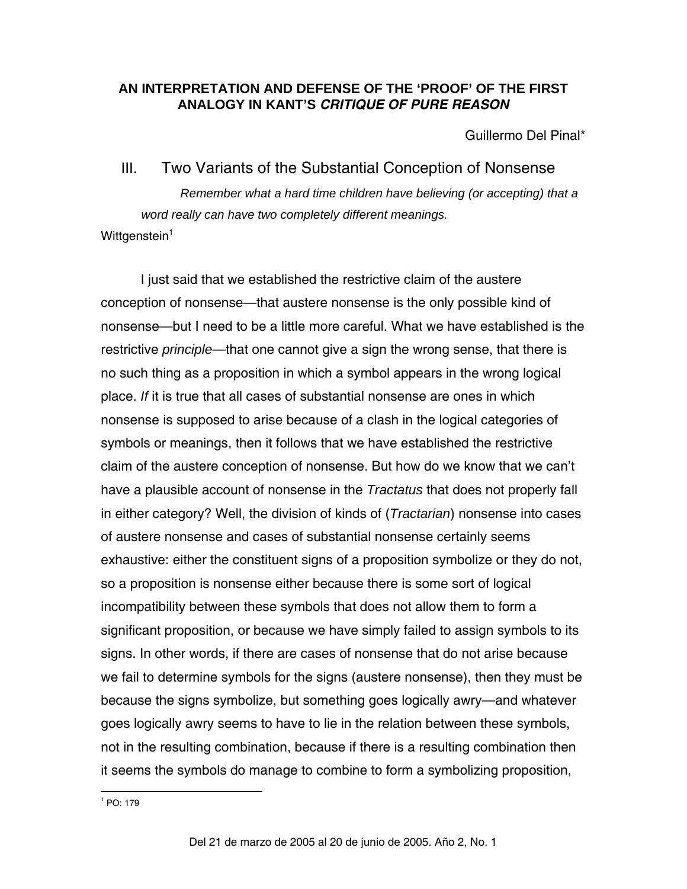# AN INTERPRETATION AND DEFENSE OF THE 'PROOF' OF THE FIRST ANALOGY IN KANT'S *CRITIQUE OF PURE REASON*

Guillermo Del Pinal*

## III. Two Variants of the Substantial Conception of Nonsense

> *Remember what a hard time children have believing (or accepting) that a word really can have two completely different meanings.*
>
> Wittgenstein[1]

I just said that we established the restrictive claim of the austere conception of nonsense—that austere nonsense is the only possible kind of nonsense—but I need to be a little more careful. What we have established is the restrictive *principle*—that one cannot give a sign the wrong sense, that there is no such thing as a proposition in which a symbol appears in the wrong logical place. *If* it is true that all cases of substantial nonsense are ones in which nonsense is supposed to arise because of a clash in the logical categories of symbols or meanings, then it follows that we have established the restrictive claim of the austere conception of nonsense. But how do we know that we can't have a plausible account of nonsense in the *Tractatus* that does not properly fall in either category? Well, the division of kinds of (*Tractarian*) nonsense into cases of austere nonsense and cases of substantial nonsense certainly seems exhaustive: either the constituent signs of a proposition symbolize or they do not, so a proposition is nonsense either because there is some sort of logical incompatibility between these symbols that does not allow them to form a significant proposition, or because we have simply failed to assign symbols to its signs. In other words, if there are cases of nonsense that do not arise because we fail to determine symbols for the signs (austere nonsense), then they must be because the signs symbolize, but something goes logically awry—and whatever goes logically awry seems to have to lie in the relation between these symbols, not in the resulting combination, because if there is a resulting combination then it seems the symbols do manage to combine to form a symbolizing proposition,

[1] PO: 179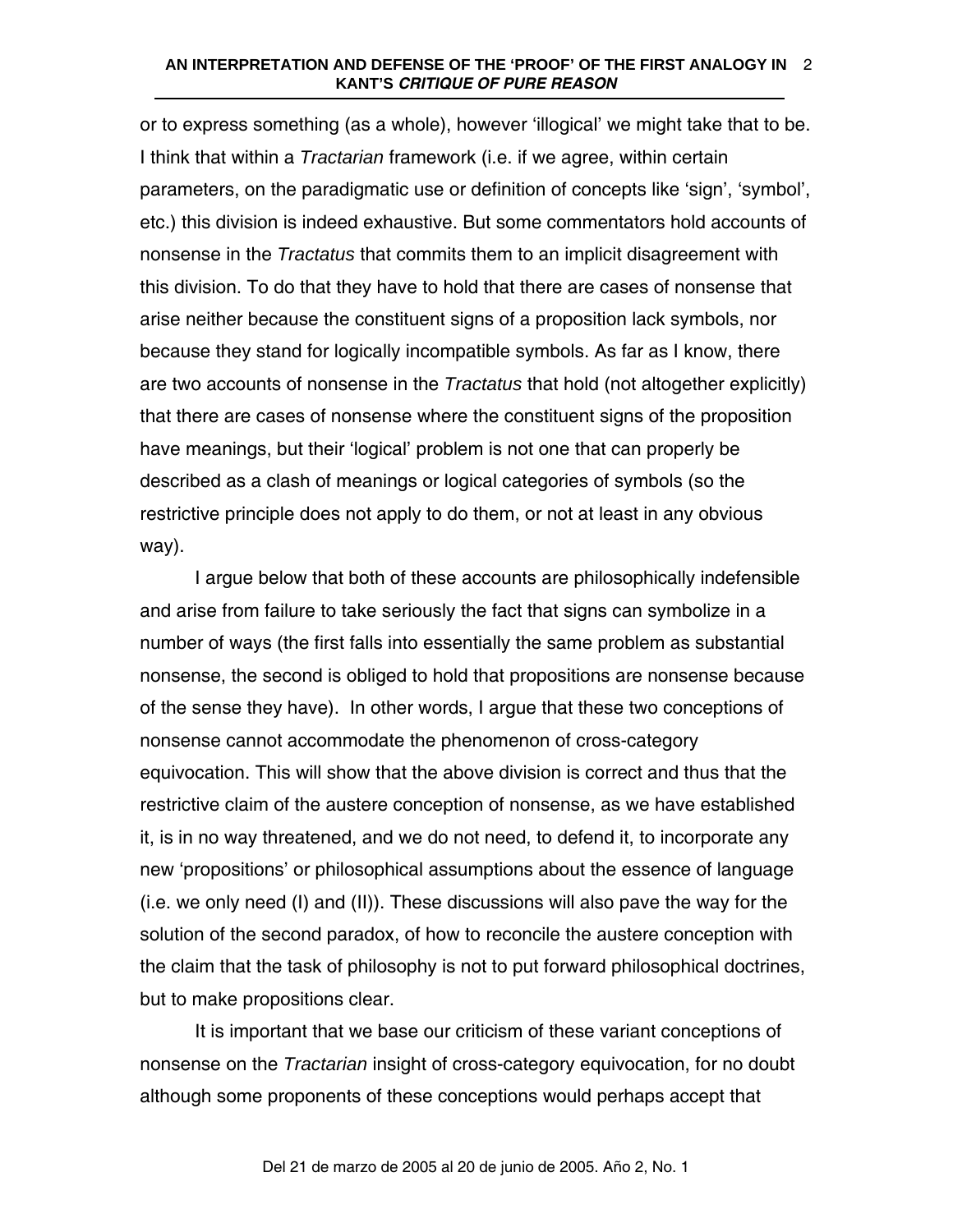or to express something (as a whole), however 'illogical' we might take that to be. I think that within a *Tractarian* framework (i.e. if we agree, within certain parameters, on the paradigmatic use or definition of concepts like 'sign', 'symbol', etc.) this division is indeed exhaustive. But some commentators hold accounts of nonsense in the *Tractatus* that commits them to an implicit disagreement with this division. To do that they have to hold that there are cases of nonsense that arise neither because the constituent signs of a proposition lack symbols, nor because they stand for logically incompatible symbols. As far as I know, there are two accounts of nonsense in the *Tractatus* that hold (not altogether explicitly) that there are cases of nonsense where the constituent signs of the proposition have meanings, but their 'logical' problem is not one that can properly be described as a clash of meanings or logical categories of symbols (so the restrictive principle does not apply to do them, or not at least in any obvious way).

I argue below that both of these accounts are philosophically indefensible and arise from failure to take seriously the fact that signs can symbolize in a number of ways (the first falls into essentially the same problem as substantial nonsense, the second is obliged to hold that propositions are nonsense because of the sense they have). In other words, I argue that these two conceptions of nonsense cannot accommodate the phenomenon of cross-category equivocation. This will show that the above division is correct and thus that the restrictive claim of the austere conception of nonsense, as we have established it, is in no way threatened, and we do not need, to defend it, to incorporate any new 'propositions' or philosophical assumptions about the essence of language (i.e. we only need (I) and (II)). These discussions will also pave the way for the solution of the second paradox, of how to reconcile the austere conception with the claim that the task of philosophy is not to put forward philosophical doctrines, but to make propositions clear.

It is important that we base our criticism of these variant conceptions of nonsense on the *Tractarian* insight of cross-category equivocation, for no doubt although some proponents of these conceptions would perhaps accept that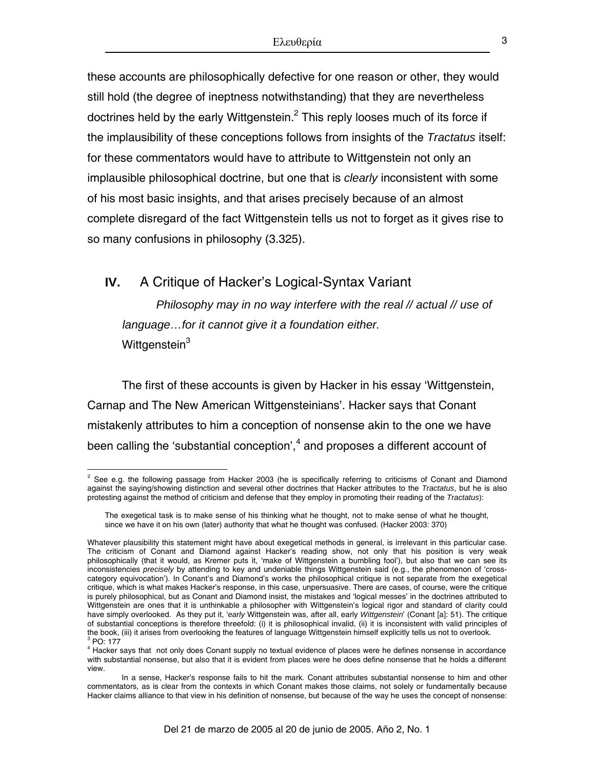these accounts are philosophically defective for one reason or other, they would still hold (the degree of ineptness notwithstanding) that they are nevertheless doctrines held by the early Wittgenstein.[2] This reply looses much of its force if the implausibility of these conceptions follows from insights of the *Tractatus* itself: for these commentators would have to attribute to Wittgenstein not only an implausible philosophical doctrine, but one that is *clearly* inconsistent with some of his most basic insights, and that arises precisely because of an almost complete disregard of the fact Wittgenstein tells us not to forget as it gives rise to so many confusions in philosophy (3.325).

## IV. A Critique of Hacker's Logical-Syntax Variant

> *Philosophy may in no way interfere with the real // actual // use of language…for it cannot give it a foundation either.*
> Wittgenstein[3]

The first of these accounts is given by Hacker in his essay 'Wittgenstein, Carnap and The New American Wittgensteinians'. Hacker says that Conant mistakenly attributes to him a conception of nonsense akin to the one we have been calling the 'substantial conception',[4] and proposes a different account of

---

[2] See e.g. the following passage from Hacker 2003 (he is specifically referring to criticisms of Conant and Diamond against the saying/showing distinction and several other doctrines that Hacker attributes to the *Tractatus*, but he is also protesting against the method of criticism and defense that they employ in promoting their reading of the *Tractatus*):

> The exegetical task is to make sense of his thinking what he thought, not to make sense of what he thought, since we have it on his own (later) authority that what he thought was confused. (Hacker 2003: 370)

Whatever plausibility this statement might have about exegetical methods in general, is irrelevant in this particular case. The criticism of Conant and Diamond against Hacker's reading show, not only that his position is very weak philosophically (that it would, as Kremer puts it, 'make of Wittgenstein a bumbling fool'), but also that we can see its inconsistencies *precisely* by attending to key and undeniable things Wittgenstein said (e.g., the phenomenon of 'cross-category equivocation'). In Conant's and Diamond's works the philosophical critique is not separate from the exegetical critique, which is what makes Hacker's response, in this case, unpersuasive. There are cases, of course, were the critique is purely philosophical, but as Conant and Diamond insist, the mistakes and 'logical messes' in the doctrines attributed to Wittgenstein are ones that it is unthinkable a philosopher with Wittgenstein's logical rigor and standard of clarity could have simply overlooked. As they put it, '*early* Wittgenstein was, after all, early *Wittgenstein*' (Conant [a]: 51). The critique of substantial conceptions is therefore threefold: (i) it is philosophical invalid, (ii) it is inconsistent with valid principles of the book, (iii) it arises from overlooking the features of language Wittgenstein himself explicitly tells us not to overlook.

[3] PO: 177

[4] Hacker says that not only does Conant supply no textual evidence of places were he defines nonsense in accordance with substantial nonsense, but also that it is evident from places were he does define nonsense that he holds a different view.

In a sense, Hacker's response fails to hit the mark. Conant attributes substantial nonsense to him and other commentators, as is clear from the contexts in which Conant makes those claims, not solely or fundamentally because Hacker claims alliance to that view in his definition of nonsense, but because of the way he uses the concept of nonsense: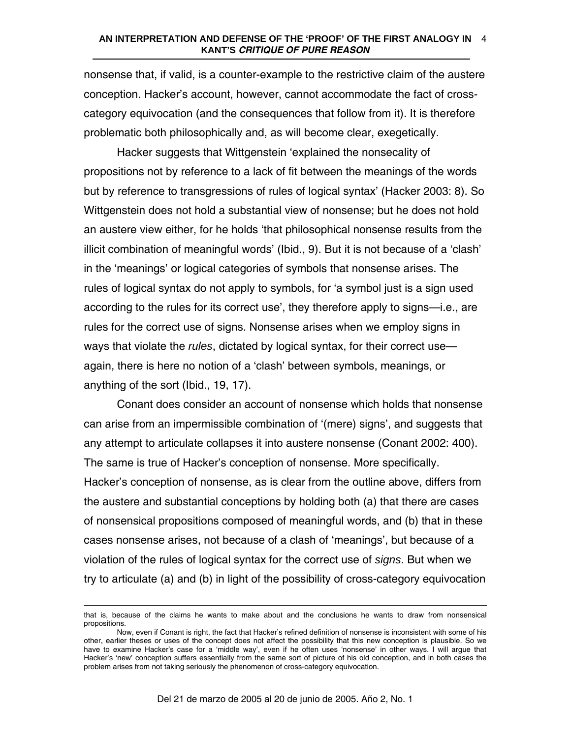nonsense that, if valid, is a counter-example to the restrictive claim of the austere conception. Hacker's account, however, cannot accommodate the fact of cross-category equivocation (and the consequences that follow from it). It is therefore problematic both philosophically and, as will become clear, exegetically.

Hacker suggests that Wittgenstein 'explained the nonsecality of propositions not by reference to a lack of fit between the meanings of the words but by reference to transgressions of rules of logical syntax' (Hacker 2003: 8). So Wittgenstein does not hold a substantial view of nonsense; but he does not hold an austere view either, for he holds 'that philosophical nonsense results from the illicit combination of meaningful words' (Ibid., 9). But it is not because of a 'clash' in the 'meanings' or logical categories of symbols that nonsense arises. The rules of logical syntax do not apply to symbols, for 'a symbol just is a sign used according to the rules for its correct use', they therefore apply to signs—i.e., are rules for the correct use of signs. Nonsense arises when we employ signs in ways that violate the *rules*, dictated by logical syntax, for their correct use—again, there is here no notion of a 'clash' between symbols, meanings, or anything of the sort (Ibid., 19, 17).

Conant does consider an account of nonsense which holds that nonsense can arise from an impermissible combination of '(mere) signs', and suggests that any attempt to articulate collapses it into austere nonsense (Conant 2002: 400). The same is true of Hacker's conception of nonsense. More specifically. Hacker's conception of nonsense, as is clear from the outline above, differs from the austere and substantial conceptions by holding both (a) that there are cases of nonsensical propositions composed of meaningful words, and (b) that in these cases nonsense arises, not because of a clash of 'meanings', but because of a violation of the rules of logical syntax for the correct use of *signs*. But when we try to articulate (a) and (b) in light of the possibility of cross-category equivocation

---

that is, because of the claims he wants to make about and the conclusions he wants to draw from nonsensical propositions.

Now, even if Conant is right, the fact that Hacker's refined definition of nonsense is inconsistent with some of his other, earlier theses or uses of the concept does not affect the possibility that this new conception is plausible. So we have to examine Hacker's case for a 'middle way', even if he often uses 'nonsense' in other ways. I will argue that Hacker's 'new' conception suffers essentially from the same sort of picture of his old conception, and in both cases the problem arises from not taking seriously the phenomenon of cross-category equivocation.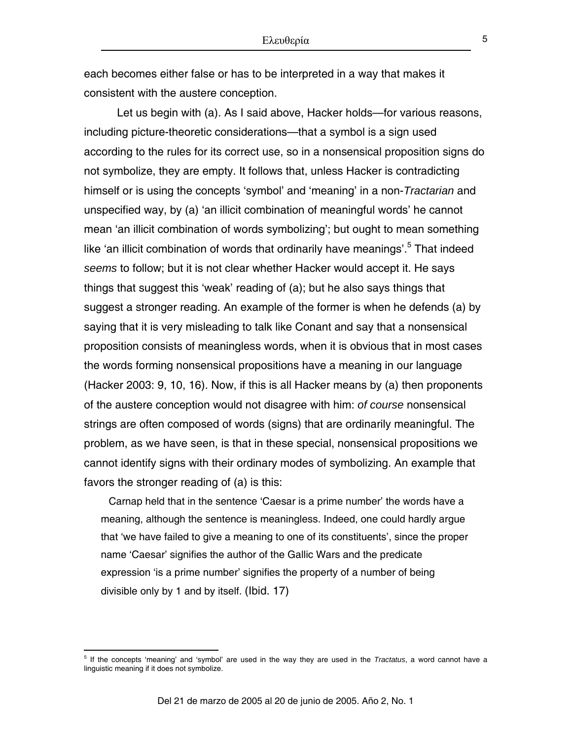each becomes either false or has to be interpreted in a way that makes it consistent with the austere conception.

Let us begin with (a). As I said above, Hacker holds—for various reasons, including picture-theoretic considerations—that a symbol is a sign used according to the rules for its correct use, so in a nonsensical proposition signs do not symbolize, they are empty. It follows that, unless Hacker is contradicting himself or is using the concepts 'symbol' and 'meaning' in a non-*Tractarian* and unspecified way, by (a) 'an illicit combination of meaningful words' he cannot mean 'an illicit combination of words symbolizing'; but ought to mean something like 'an illicit combination of words that ordinarily have meanings'.[5] That indeed *seems* to follow; but it is not clear whether Hacker would accept it. He says things that suggest this 'weak' reading of (a); but he also says things that suggest a stronger reading. An example of the former is when he defends (a) by saying that it is very misleading to talk like Conant and say that a nonsensical proposition consists of meaningless words, when it is obvious that in most cases the words forming nonsensical propositions have a meaning in our language (Hacker 2003: 9, 10, 16). Now, if this is all Hacker means by (a) then proponents of the austere conception would not disagree with him: *of course* nonsensical strings are often composed of words (signs) that are ordinarily meaningful. The problem, as we have seen, is that in these special, nonsensical propositions we cannot identify signs with their ordinary modes of symbolizing. An example that favors the stronger reading of (a) is this:

> Carnap held that in the sentence 'Caesar is a prime number' the words have a meaning, although the sentence is meaningless. Indeed, one could hardly argue that 'we have failed to give a meaning to one of its constituents', since the proper name 'Caesar' signifies the author of the Gallic Wars and the predicate expression 'is a prime number' signifies the property of a number of being divisible only by 1 and by itself. (Ibid. 17)

[5] If the concepts 'meaning' and 'symbol' are used in the way they are used in the *Tractatus*, a word cannot have a linguistic meaning if it does not symbolize.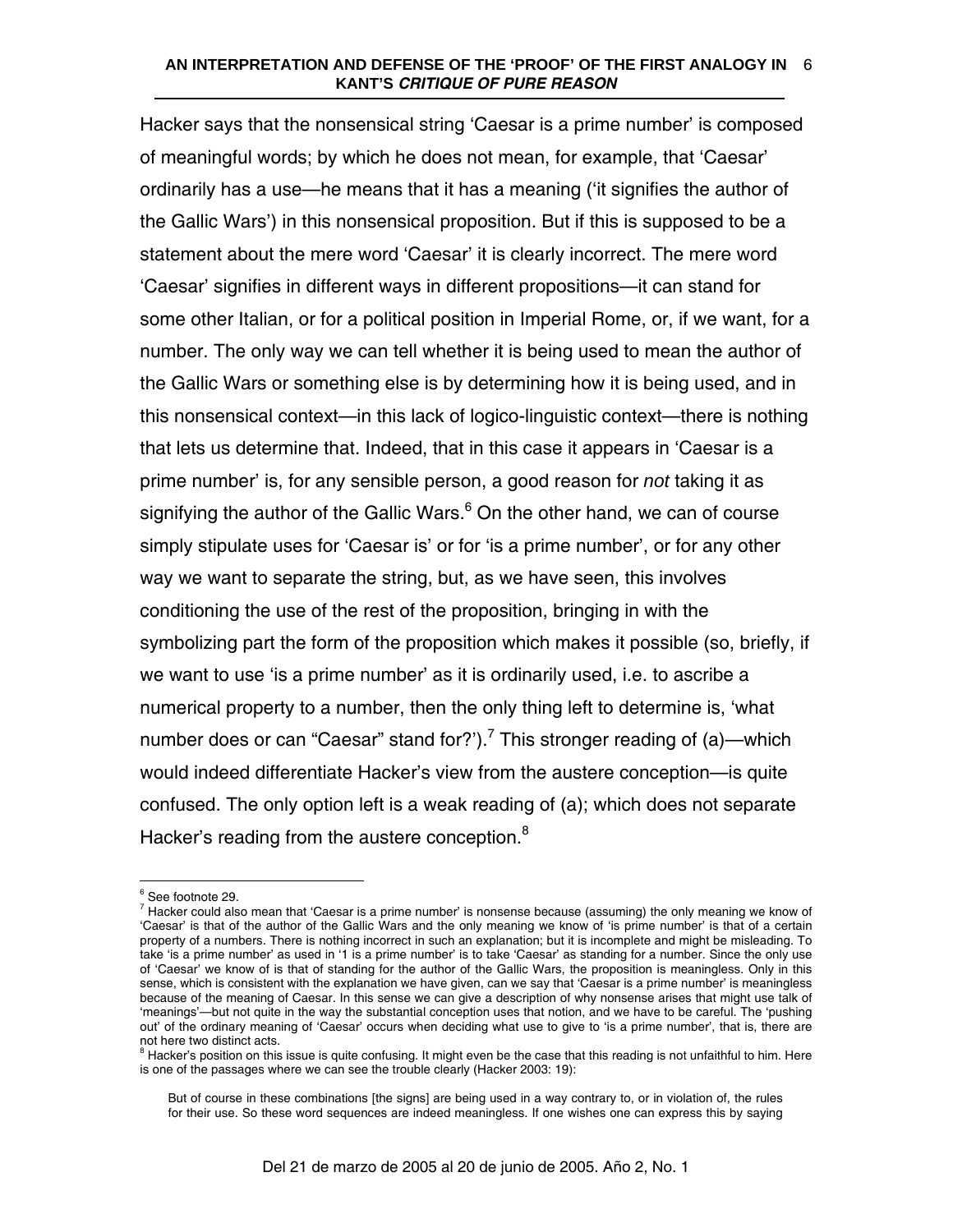Hacker says that the nonsensical string 'Caesar is a prime number' is composed of meaningful words; by which he does not mean, for example, that 'Caesar' ordinarily has a use—he means that it has a meaning ('it signifies the author of the Gallic Wars') in this nonsensical proposition. But if this is supposed to be a statement about the mere word 'Caesar' it is clearly incorrect. The mere word 'Caesar' signifies in different ways in different propositions—it can stand for some other Italian, or for a political position in Imperial Rome, or, if we want, for a number. The only way we can tell whether it is being used to mean the author of the Gallic Wars or something else is by determining how it is being used, and in this nonsensical context—in this lack of logico-linguistic context—there is nothing that lets us determine that. Indeed, that in this case it appears in 'Caesar is a prime number' is, for any sensible person, a good reason for *not* taking it as signifying the author of the Gallic Wars.[6] On the other hand, we can of course simply stipulate uses for 'Caesar is' or for 'is a prime number', or for any other way we want to separate the string, but, as we have seen, this involves conditioning the use of the rest of the proposition, bringing in with the symbolizing part the form of the proposition which makes it possible (so, briefly, if we want to use 'is a prime number' as it is ordinarily used, i.e. to ascribe a numerical property to a number, then the only thing left to determine is, 'what number does or can "Caesar" stand for?').[7] This stronger reading of (a)—which would indeed differentiate Hacker's view from the austere conception—is quite confused. The only option left is a weak reading of (a); which does not separate Hacker's reading from the austere conception.[8]

---

[6] See footnote 29.

[7] Hacker could also mean that 'Caesar is a prime number' is nonsense because (assuming) the only meaning we know of 'Caesar' is that of the author of the Gallic Wars and the only meaning we know of 'is prime number' is that of a certain property of a numbers. There is nothing incorrect in such an explanation; but it is incomplete and might be misleading. To take 'is a prime number' as used in '1 is a prime number' is to take 'Caesar' as standing for a number. Since the only use of 'Caesar' we know of is that of standing for the author of the Gallic Wars, the proposition is meaningless. Only in this sense, which is consistent with the explanation we have given, can we say that 'Caesar is a prime number' is meaningless because of the meaning of Caesar. In this sense we can give a description of why nonsense arises that might use talk of 'meanings'—but not quite in the way the substantial conception uses that notion, and we have to be careful. The 'pushing out' of the ordinary meaning of 'Caesar' occurs when deciding what use to give to 'is a prime number', that is, there are not here two distinct acts.

[8] Hacker's position on this issue is quite confusing. It might even be the case that this reading is not unfaithful to him. Here is one of the passages where we can see the trouble clearly (Hacker 2003: 19):

> But of course in these combinations [the signs] are being used in a way contrary to, or in violation of, the rules for their use. So these word sequences are indeed meaningless. If one wishes one can express this by saying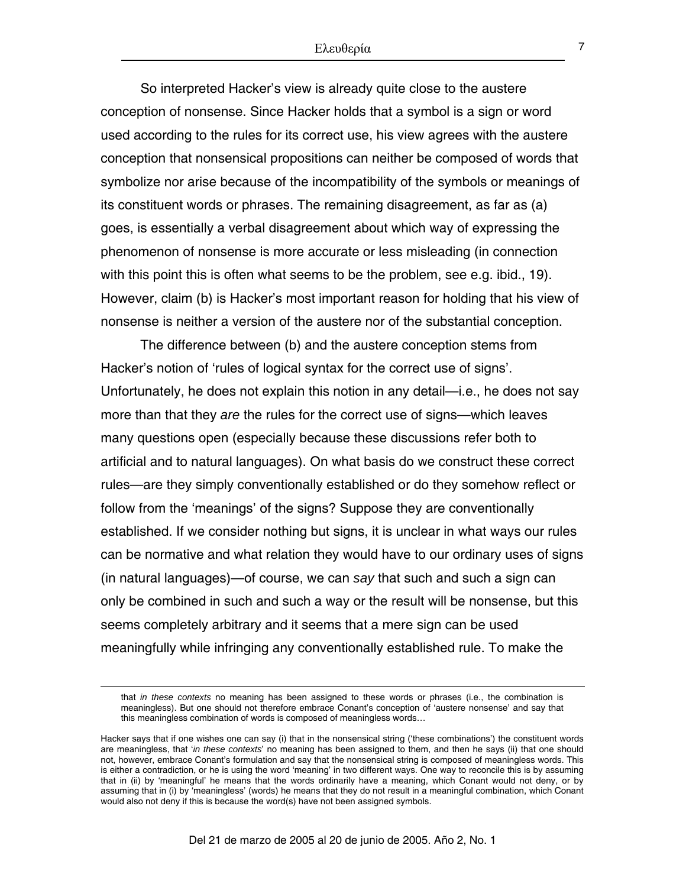So interpreted Hacker's view is already quite close to the austere conception of nonsense. Since Hacker holds that a symbol is a sign or word used according to the rules for its correct use, his view agrees with the austere conception that nonsensical propositions can neither be composed of words that symbolize nor arise because of the incompatibility of the symbols or meanings of its constituent words or phrases. The remaining disagreement, as far as (a) goes, is essentially a verbal disagreement about which way of expressing the phenomenon of nonsense is more accurate or less misleading (in connection with this point this is often what seems to be the problem, see e.g. ibid., 19). However, claim (b) is Hacker's most important reason for holding that his view of nonsense is neither a version of the austere nor of the substantial conception.

The difference between (b) and the austere conception stems from Hacker's notion of 'rules of logical syntax for the correct use of signs'. Unfortunately, he does not explain this notion in any detail—i.e., he does not say more than that they *are* the rules for the correct use of signs—which leaves many questions open (especially because these discussions refer both to artificial and to natural languages). On what basis do we construct these correct rules—are they simply conventionally established or do they somehow reflect or follow from the 'meanings' of the signs? Suppose they are conventionally established. If we consider nothing but signs, it is unclear in what ways our rules can be normative and what relation they would have to our ordinary uses of signs (in natural languages)—of course, we can *say* that such and such a sign can only be combined in such and such a way or the result will be nonsense, but this seems completely arbitrary and it seems that a mere sign can be used meaningfully while infringing any conventionally established rule. To make the

---

that *in these contexts* no meaning has been assigned to these words or phrases (i.e., the combination is meaningless). But one should not therefore embrace Conant's conception of 'austere nonsense' and say that this meaningless combination of words is composed of meaningless words…

Hacker says that if one wishes one can say (i) that in the nonsensical string ('these combinations') the constituent words are meaningless, that '*in these contexts*' no meaning has been assigned to them, and then he says (ii) that one should not, however, embrace Conant's formulation and say that the nonsensical string is composed of meaningless words. This is either a contradiction, or he is using the word 'meaning' in two different ways. One way to reconcile this is by assuming that in (ii) by 'meaningful' he means that the words ordinarily have a meaning, which Conant would not deny, or by assuming that in (i) by 'meaningless' (words) he means that they do not result in a meaningful combination, which Conant would also not deny if this is because the word(s) have not been assigned symbols.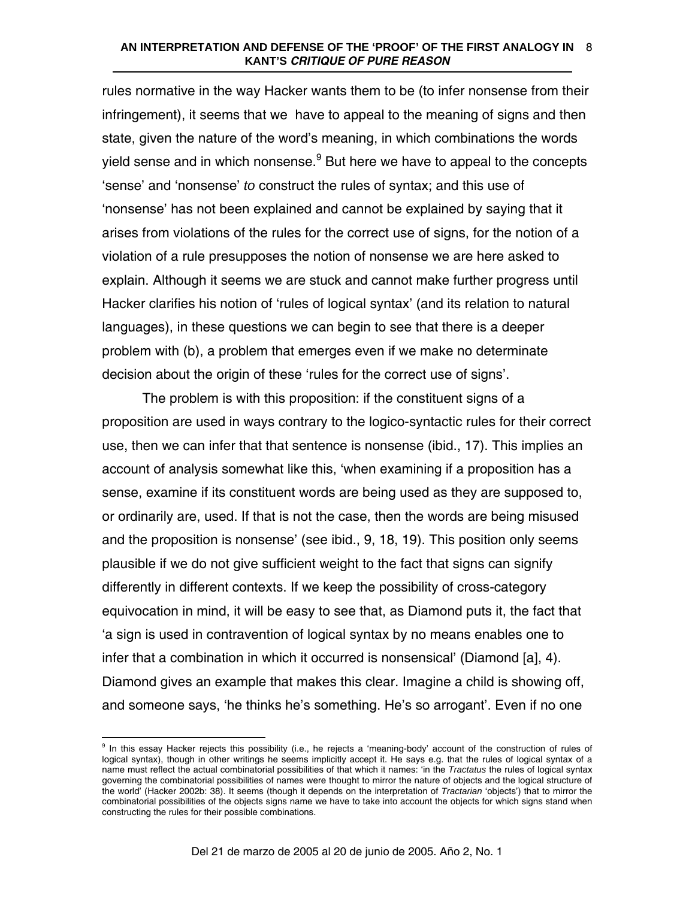rules normative in the way Hacker wants them to be (to infer nonsense from their infringement), it seems that we have to appeal to the meaning of signs and then state, given the nature of the word's meaning, in which combinations the words yield sense and in which nonsense.[9] But here we have to appeal to the concepts 'sense' and 'nonsense' *to* construct the rules of syntax; and this use of 'nonsense' has not been explained and cannot be explained by saying that it arises from violations of the rules for the correct use of signs, for the notion of a violation of a rule presupposes the notion of nonsense we are here asked to explain. Although it seems we are stuck and cannot make further progress until Hacker clarifies his notion of 'rules of logical syntax' (and its relation to natural languages), in these questions we can begin to see that there is a deeper problem with (b), a problem that emerges even if we make no determinate decision about the origin of these 'rules for the correct use of signs'.

The problem is with this proposition: if the constituent signs of a proposition are used in ways contrary to the logico-syntactic rules for their correct use, then we can infer that that sentence is nonsense (ibid., 17). This implies an account of analysis somewhat like this, 'when examining if a proposition has a sense, examine if its constituent words are being used as they are supposed to, or ordinarily are, used. If that is not the case, then the words are being misused and the proposition is nonsense' (see ibid., 9, 18, 19). This position only seems plausible if we do not give sufficient weight to the fact that signs can signify differently in different contexts. If we keep the possibility of cross-category equivocation in mind, it will be easy to see that, as Diamond puts it, the fact that 'a sign is used in contravention of logical syntax by no means enables one to infer that a combination in which it occurred is nonsensical' (Diamond [a], 4). Diamond gives an example that makes this clear. Imagine a child is showing off, and someone says, 'he thinks he's something. He's so arrogant'. Even if no one

---

[9] In this essay Hacker rejects this possibility (i.e., he rejects a 'meaning-body' account of the construction of rules of logical syntax), though in other writings he seems implicitly accept it. He says e.g. that the rules of logical syntax of a name must reflect the actual combinatorial possibilities of that which it names: 'in the *Tractatus* the rules of logical syntax governing the combinatorial possibilities of names were thought to mirror the nature of objects and the logical structure of the world' (Hacker 2002b: 38). It seems (though it depends on the interpretation of *Tractarian* 'objects') that to mirror the combinatorial possibilities of the objects signs name we have to take into account the objects for which signs stand when constructing the rules for their possible combinations.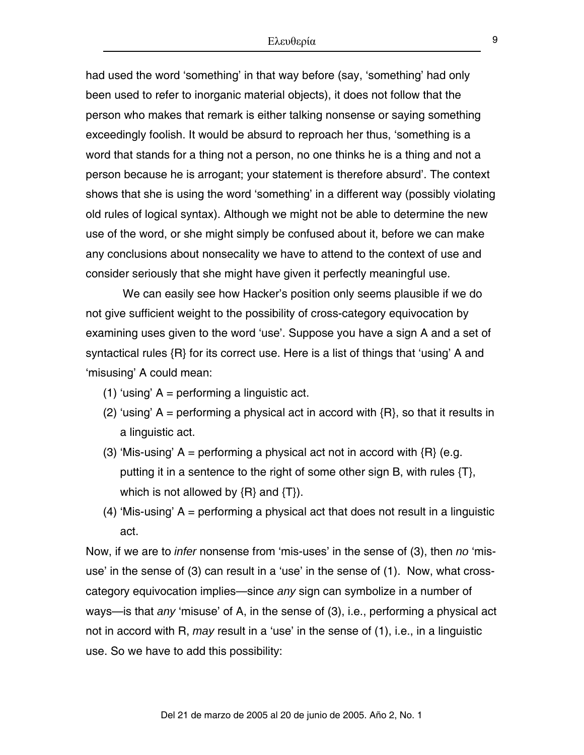had used the word ‘something’ in that way before (say, ‘something’ had only been used to refer to inorganic material objects), it does not follow that the person who makes that remark is either talking nonsense or saying something exceedingly foolish. It would be absurd to reproach her thus, ‘something is a word that stands for a thing not a person, no one thinks he is a thing and not a person because he is arrogant; your statement is therefore absurd’. The context shows that she is using the word ‘something’ in a different way (possibly violating old rules of logical syntax). Although we might not be able to determine the new use of the word, or she might simply be confused about it, before we can make any conclusions about nonsecality we have to attend to the context of use and consider seriously that she might have given it perfectly meaningful use.

We can easily see how Hacker’s position only seems plausible if we do not give sufficient weight to the possibility of cross-category equivocation by examining uses given to the word ‘use’. Suppose you have a sign A and a set of syntactical rules {R} for its correct use. Here is a list of things that ‘using’ A and ‘misusing’ A could mean:

(1) ‘using’ A = performing a linguistic act.

(2) ‘using’ A = performing a physical act in accord with {R}, so that it results in a linguistic act.

(3) ‘Mis-using’ A = performing a physical act not in accord with {R} (e.g. putting it in a sentence to the right of some other sign B, with rules {T}, which is not allowed by {R} and {T}).

(4) ‘Mis-using’ A = performing a physical act that does not result in a linguistic act.

Now, if we are to *infer* nonsense from ‘mis-uses’ in the sense of (3), then *no* ‘mis-use’ in the sense of (3) can result in a ‘use’ in the sense of (1). Now, what cross-category equivocation implies—since *any* sign can symbolize in a number of ways—is that *any* ‘misuse’ of A, in the sense of (3), i.e., performing a physical act not in accord with R, *may* result in a ‘use’ in the sense of (1), i.e., in a linguistic use. So we have to add this possibility: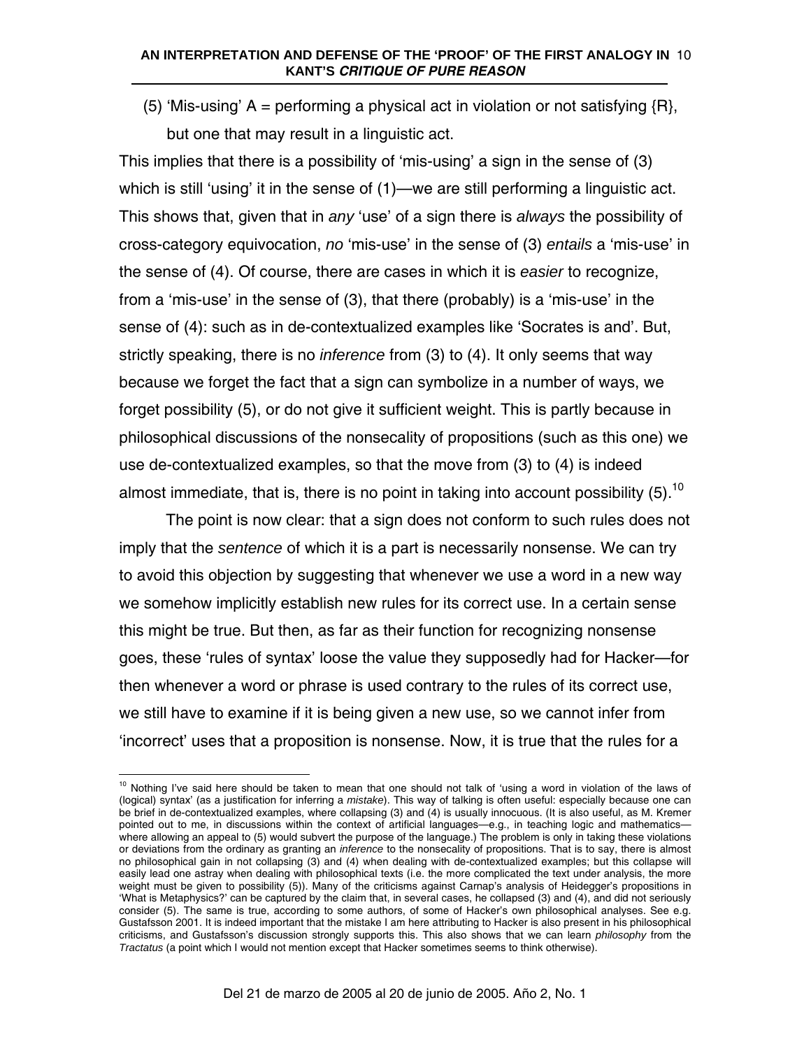(5) 'Mis-using' A = performing a physical act in violation or not satisfying {R}, but one that may result in a linguistic act.

This implies that there is a possibility of 'mis-using' a sign in the sense of (3) which is still 'using' it in the sense of (1)—we are still performing a linguistic act. This shows that, given that in *any* 'use' of a sign there is *always* the possibility of cross-category equivocation, *no* 'mis-use' in the sense of (3) *entails* a 'mis-use' in the sense of (4). Of course, there are cases in which it is *easier* to recognize, from a 'mis-use' in the sense of (3), that there (probably) is a 'mis-use' in the sense of (4): such as in de-contextualized examples like 'Socrates is and'. But, strictly speaking, there is no *inference* from (3) to (4). It only seems that way because we forget the fact that a sign can symbolize in a number of ways, we forget possibility (5), or do not give it sufficient weight. This is partly because in philosophical discussions of the nonsecality of propositions (such as this one) we use de-contextualized examples, so that the move from (3) to (4) is indeed almost immediate, that is, there is no point in taking into account possibility (5).[10]

The point is now clear: that a sign does not conform to such rules does not imply that the *sentence* of which it is a part is necessarily nonsense. We can try to avoid this objection by suggesting that whenever we use a word in a new way we somehow implicitly establish new rules for its correct use. In a certain sense this might be true. But then, as far as their function for recognizing nonsense goes, these 'rules of syntax' loose the value they supposedly had for Hacker—for then whenever a word or phrase is used contrary to the rules of its correct use, we still have to examine if it is being given a new use, so we cannot infer from 'incorrect' uses that a proposition is nonsense. Now, it is true that the rules for a

[10] Nothing I've said here should be taken to mean that one should not talk of 'using a word in violation of the laws of (logical) syntax' (as a justification for inferring a *mistake*). This way of talking is often useful: especially because one can be brief in de-contextualized examples, where collapsing (3) and (4) is usually innocuous. (It is also useful, as M. Kremer pointed out to me, in discussions within the context of artificial languages—e.g., in teaching logic and mathematics—where allowing an appeal to (5) would subvert the purpose of the language.) The problem is only in taking these violations or deviations from the ordinary as granting an *inference* to the nonsecality of propositions. That is to say, there is almost no philosophical gain in not collapsing (3) and (4) when dealing with de-contextualized examples; but this collapse will easily lead one astray when dealing with philosophical texts (i.e. the more complicated the text under analysis, the more weight must be given to possibility (5)). Many of the criticisms against Carnap's analysis of Heidegger's propositions in 'What is Metaphysics?' can be captured by the claim that, in several cases, he collapsed (3) and (4), and did not seriously consider (5). The same is true, according to some authors, of some of Hacker's own philosophical analyses. See e.g. Gustafsson 2001. It is indeed important that the mistake I am here attributing to Hacker is also present in his philosophical criticisms, and Gustafsson's discussion strongly supports this. This also shows that we can learn *philosophy* from the *Tractatus* (a point which I would not mention except that Hacker sometimes seems to think otherwise).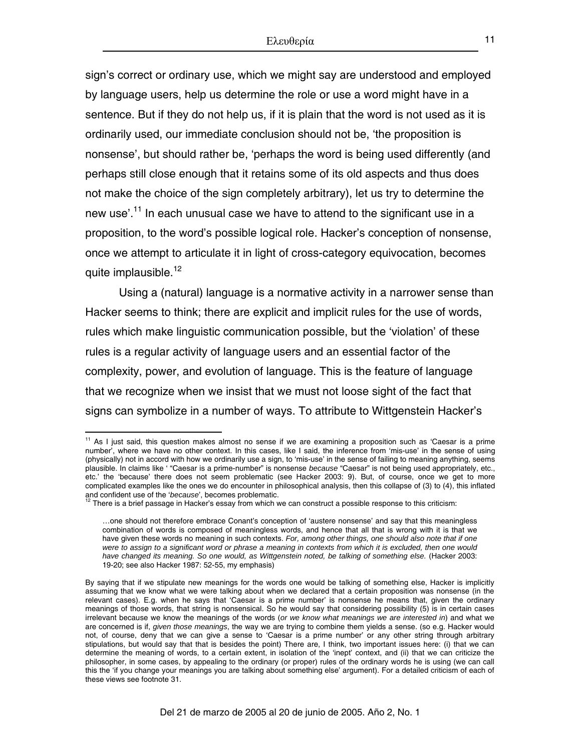sign's correct or ordinary use, which we might say are understood and employed by language users, help us determine the role or use a word might have in a sentence. But if they do not help us, if it is plain that the word is not used as it is ordinarily used, our immediate conclusion should not be, 'the proposition is nonsense', but should rather be, 'perhaps the word is being used differently (and perhaps still close enough that it retains some of its old aspects and thus does not make the choice of the sign completely arbitrary), let us try to determine the new use'.[11] In each unusual case we have to attend to the significant use in a proposition, to the word's possible logical role. Hacker's conception of nonsense, once we attempt to articulate it in light of cross-category equivocation, becomes quite implausible.[12]

Using a (natural) language is a normative activity in a narrower sense than Hacker seems to think; there are explicit and implicit rules for the use of words, rules which make linguistic communication possible, but the 'violation' of these rules is a regular activity of language users and an essential factor of the complexity, power, and evolution of language. This is the feature of language that we recognize when we insist that we must not loose sight of the fact that signs can symbolize in a number of ways. To attribute to Wittgenstein Hacker's

---

[11] As I just said, this question makes almost no sense if we are examining a proposition such as 'Caesar is a prime number', where we have no other context. In this cases, like I said, the inference from 'mis-use' in the sense of using (physically) not in accord with how we ordinarily use a sign, to 'mis-use' in the sense of failing to meaning anything, seems plausible. In claims like ' "Caesar is a prime-number" is nonsense *because* "Caesar" is not being used appropriately, etc., etc.' the 'because' there does not seem problematic (see Hacker 2003: 9). But, of course, once we get to more complicated examples like the ones we do encounter in philosophical analysis, then this collapse of (3) to (4), this inflated and confident use of the '*because*', becomes problematic.

[12] There is a brief passage in Hacker's essay from which we can construct a possible response to this criticism:

> …one should not therefore embrace Conant's conception of 'austere nonsense' and say that this meaningless combination of words is composed of meaningless words, and hence that all that is wrong with it is that we have given these words no meaning in such contexts. *For, among other things, one should also note that if one were to assign to a significant word or phrase a meaning in contexts from which it is excluded, then one would have changed its meaning. So one would, as Wittgenstein noted, be talking of something else.* (Hacker 2003: 19-20; see also Hacker 1987: 52-55, my emphasis)

By saying that if we stipulate new meanings for the words one would be talking of something else, Hacker is implicitly assuming that we know what we were talking about when we declared that a certain proposition was nonsense (in the relevant cases). E.g. when he says that 'Caesar is a prime number' is nonsense he means that, given the ordinary meanings of those words, that string is nonsensical. So he would say that considering possibility (5) is in certain cases irrelevant because we know the meanings of the words (*or we know what meanings we are interested in*) and what we are concerned is if, *given those meanings*, the way we are trying to combine them yields a sense. (so e.g. Hacker would not, of course, deny that we can give a sense to 'Caesar is a prime number' or any other string through arbitrary stipulations, but would say that that is besides the point) There are, I think, two important issues here: (i) that we can determine the meaning of words, to a certain extent, in isolation of the 'inept' context, and (ii) that we can criticize the philosopher, in some cases, by appealing to the ordinary (or proper) rules of the ordinary words he is using (we can call this the 'if you change your meanings you are talking about something else' argument). For a detailed criticism of each of these views see footnote 31.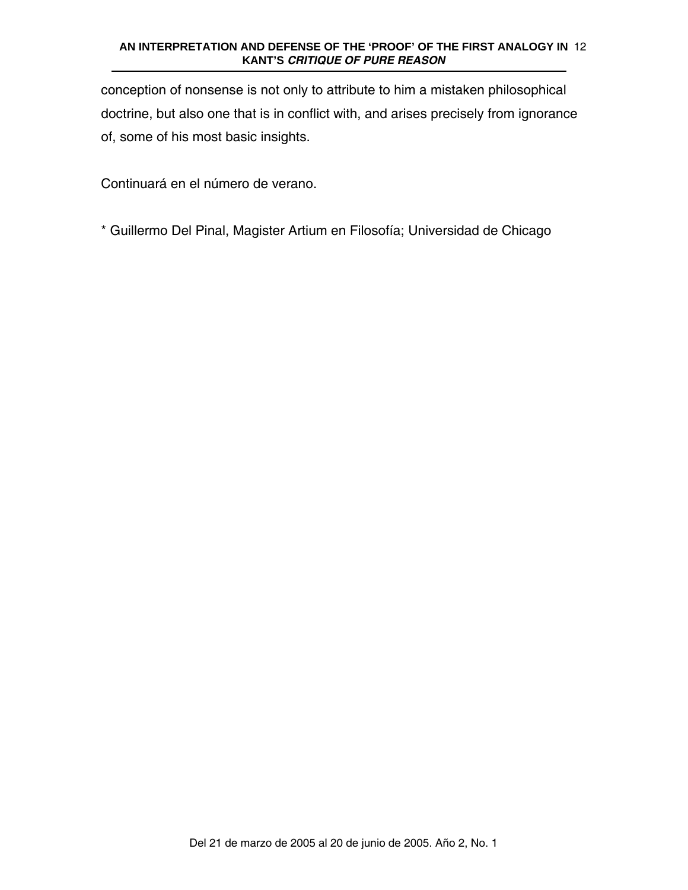conception of nonsense is not only to attribute to him a mistaken philosophical doctrine, but also one that is in conflict with, and arises precisely from ignorance of, some of his most basic insights.

Continuará en el número de verano.

* Guillermo Del Pinal, Magister Artium en Filosofía; Universidad de Chicago